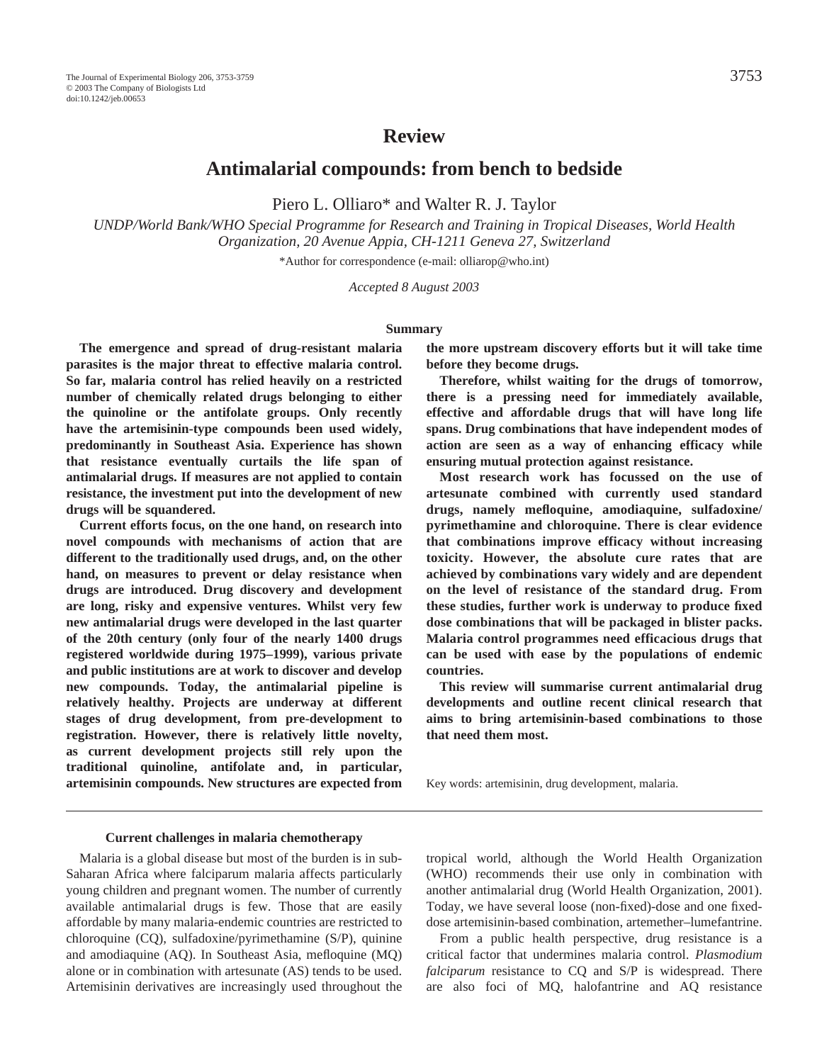# Review

# Antimalarial compounds: from bench to bedside

Piero L. Olliaro* and Walter R. J. Taylor

*UNDP/World Bank/WHO Special Programme for Research and Training in Tropical Diseases, World Health Organization, 20 Avenue Appia, CH-1211 Geneva 27, Switzerland*

*Author for correspondence (e-mail: olliarop@who.int)

*Accepted 8 August 2003*

## Summary

**The emergence and spread of drug-resistant malaria parasites is the major threat to effective malaria control. So far, malaria control has relied heavily on a restricted number of chemically related drugs belonging to either the quinoline or the antifolate groups. Only recently have the artemisinin-type compounds been used widely, predominantly in Southeast Asia. Experience has shown that resistance eventually curtails the life span of antimalarial drugs. If measures are not applied to contain resistance, the investment put into the development of new drugs will be squandered.**

**Current efforts focus, on the one hand, on research into novel compounds with mechanisms of action that are different to the traditionally used drugs, and, on the other hand, on measures to prevent or delay resistance when drugs are introduced. Drug discovery and development are long, risky and expensive ventures. Whilst very few new antimalarial drugs were developed in the last quarter of the 20th century (only four of the nearly 1400 drugs registered worldwide during 1975–1999), various private and public institutions are at work to discover and develop new compounds. Today, the antimalarial pipeline is relatively healthy. Projects are underway at different stages of drug development, from pre-development to registration. However, there is relatively little novelty, as current development projects still rely upon the traditional quinoline, antifolate and, in particular, artemisinin compounds. New structures are expected from the more upstream discovery efforts but it will take time before they become drugs.**

**Therefore, whilst waiting for the drugs of tomorrow, there is a pressing need for immediately available, effective and affordable drugs that will have long life spans. Drug combinations that have independent modes of action are seen as a way of enhancing efficacy while ensuring mutual protection against resistance.**

**Most research work has focussed on the use of artesunate combined with currently used standard drugs, namely mefloquine, amodiaquine, sulfadoxine/pyrimethamine and chloroquine. There is clear evidence that combinations improve efficacy without increasing toxicity. However, the absolute cure rates that are achieved by combinations vary widely and are dependent on the level of resistance of the standard drug. From these studies, further work is underway to produce fixed dose combinations that will be packaged in blister packs. Malaria control programmes need efficacious drugs that can be used with ease by the populations of endemic countries.**

**This review will summarise current antimalarial drug developments and outline recent clinical research that aims to bring artemisinin-based combinations to those that need them most.**

Key words: artemisinin, drug development, malaria.

### Current challenges in malaria chemotherapy

Malaria is a global disease but most of the burden is in sub-Saharan Africa where falciparum malaria affects particularly young children and pregnant women. The number of currently available antimalarial drugs is few. Those that are easily affordable by many malaria-endemic countries are restricted to chloroquine (CQ), sulfadoxine/pyrimethamine (S/P), quinine and amodiaquine (AQ). In Southeast Asia, mefloquine (MQ) alone or in combination with artesunate (AS) tends to be used. Artemisinin derivatives are increasingly used throughout the tropical world, although the World Health Organization (WHO) recommends their use only in combination with another antimalarial drug (World Health Organization, 2001). Today, we have several loose (non-fixed)-dose and one fixed-dose artemisinin-based combination, artemether–lumefantrine.

From a public health perspective, drug resistance is a critical factor that undermines malaria control. *Plasmodium falciparum* resistance to CQ and S/P is widespread. There are also foci of MQ, halofantrine and AQ resistance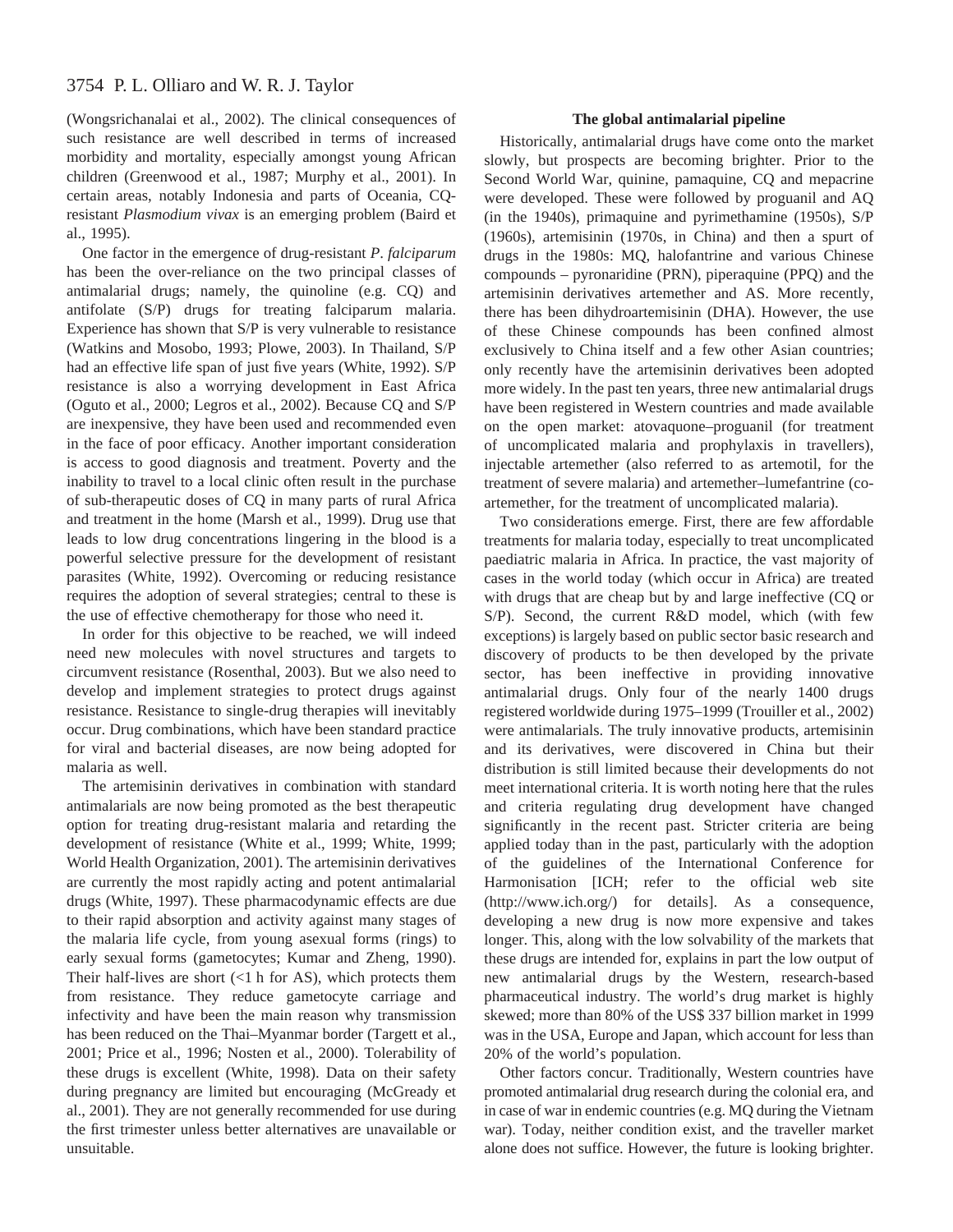(Wongsrichanalai et al., 2002). The clinical consequences of such resistance are well described in terms of increased morbidity and mortality, especially amongst young African children (Greenwood et al., 1987; Murphy et al., 2001). In certain areas, notably Indonesia and parts of Oceania, CQ-resistant *Plasmodium vivax* is an emerging problem (Baird et al., 1995).

One factor in the emergence of drug-resistant *P. falciparum* has been the over-reliance on the two principal classes of antimalarial drugs; namely, the quinoline (e.g. CQ) and antifolate (S/P) drugs for treating falciparum malaria. Experience has shown that S/P is very vulnerable to resistance (Watkins and Mosobo, 1993; Plowe, 2003). In Thailand, S/P had an effective life span of just five years (White, 1992). S/P resistance is also a worrying development in East Africa (Oguto et al., 2000; Legros et al., 2002). Because CQ and S/P are inexpensive, they have been used and recommended even in the face of poor efficacy. Another important consideration is access to good diagnosis and treatment. Poverty and the inability to travel to a local clinic often result in the purchase of sub-therapeutic doses of CQ in many parts of rural Africa and treatment in the home (Marsh et al., 1999). Drug use that leads to low drug concentrations lingering in the blood is a powerful selective pressure for the development of resistant parasites (White, 1992). Overcoming or reducing resistance requires the adoption of several strategies; central to these is the use of effective chemotherapy for those who need it.

In order for this objective to be reached, we will indeed need new molecules with novel structures and targets to circumvent resistance (Rosenthal, 2003). But we also need to develop and implement strategies to protect drugs against resistance. Resistance to single-drug therapies will inevitably occur. Drug combinations, which have been standard practice for viral and bacterial diseases, are now being adopted for malaria as well.

The artemisinin derivatives in combination with standard antimalarials are now being promoted as the best therapeutic option for treating drug-resistant malaria and retarding the development of resistance (White et al., 1999; White, 1999; World Health Organization, 2001). The artemisinin derivatives are currently the most rapidly acting and potent antimalarial drugs (White, 1997). These pharmacodynamic effects are due to their rapid absorption and activity against many stages of the malaria life cycle, from young asexual forms (rings) to early sexual forms (gametocytes; Kumar and Zheng, 1990). Their half-lives are short (<1 h for AS), which protects them from resistance. They reduce gametocyte carriage and infectivity and have been the main reason why transmission has been reduced on the Thai–Myanmar border (Targett et al., 2001; Price et al., 1996; Nosten et al., 2000). Tolerability of these drugs is excellent (White, 1998). Data on their safety during pregnancy are limited but encouraging (McGready et al., 2001). They are not generally recommended for use during the first trimester unless better alternatives are unavailable or unsuitable.

## The global antimalarial pipeline

Historically, antimalarial drugs have come onto the market slowly, but prospects are becoming brighter. Prior to the Second World War, quinine, pamaquine, CQ and mepacrine were developed. These were followed by proguanil and AQ (in the 1940s), primaquine and pyrimethamine (1950s), S/P (1960s), artemisinin (1970s, in China) and then a spurt of drugs in the 1980s: MQ, halofantrine and various Chinese compounds – pyronaridine (PRN), piperaquine (PPQ) and the artemisinin derivatives artemether and AS. More recently, there has been dihydroartemisinin (DHA). However, the use of these Chinese compounds has been confined almost exclusively to China itself and a few other Asian countries; only recently have the artemisinin derivatives been adopted more widely. In the past ten years, three new antimalarial drugs have been registered in Western countries and made available on the open market: atovaquone–proguanil (for treatment of uncomplicated malaria and prophylaxis in travellers), injectable artemether (also referred to as artemotil, for the treatment of severe malaria) and artemether–lumefantrine (co-artemether, for the treatment of uncomplicated malaria).

Two considerations emerge. First, there are few affordable treatments for malaria today, especially to treat uncomplicated paediatric malaria in Africa. In practice, the vast majority of cases in the world today (which occur in Africa) are treated with drugs that are cheap but by and large ineffective (CQ or S/P). Second, the current R&D model, which (with few exceptions) is largely based on public sector basic research and discovery of products to be then developed by the private sector, has been ineffective in providing innovative antimalarial drugs. Only four of the nearly 1400 drugs registered worldwide during 1975–1999 (Trouiller et al., 2002) were antimalarials. The truly innovative products, artemisinin and its derivatives, were discovered in China but their distribution is still limited because their developments do not meet international criteria. It is worth noting here that the rules and criteria regulating drug development have changed significantly in the recent past. Stricter criteria are being applied today than in the past, particularly with the adoption of the guidelines of the International Conference for Harmonisation [ICH; refer to the official web site (http://www.ich.org/) for details]. As a consequence, developing a new drug is now more expensive and takes longer. This, along with the low solvability of the markets that these drugs are intended for, explains in part the low output of new antimalarial drugs by the Western, research-based pharmaceutical industry. The world's drug market is highly skewed; more than 80% of the US$ 337 billion market in 1999 was in the USA, Europe and Japan, which account for less than 20% of the world's population.

Other factors concur. Traditionally, Western countries have promoted antimalarial drug research during the colonial era, and in case of war in endemic countries (e.g. MQ during the Vietnam war). Today, neither condition exist, and the traveller market alone does not suffice. However, the future is looking brighter.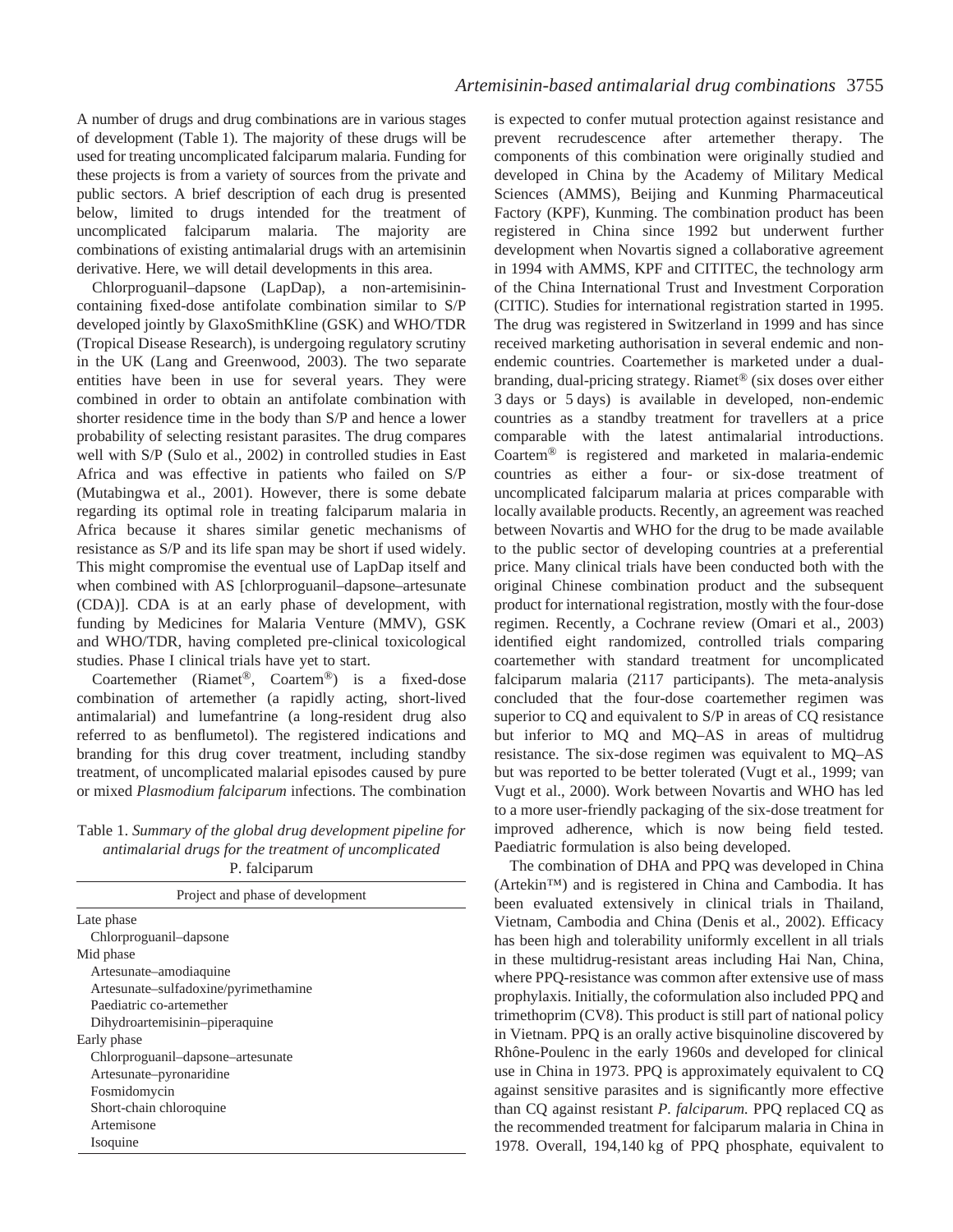A number of drugs and drug combinations are in various stages of development (Table 1). The majority of these drugs will be used for treating uncomplicated falciparum malaria. Funding for these projects is from a variety of sources from the private and public sectors. A brief description of each drug is presented below, limited to drugs intended for the treatment of uncomplicated falciparum malaria. The majority are combinations of existing antimalarial drugs with an artemisinin derivative. Here, we will detail developments in this area.

Chlorproguanil–dapsone (LapDap), a non-artemisinin-containing fixed-dose antifolate combination similar to S/P developed jointly by GlaxoSmithKline (GSK) and WHO/TDR (Tropical Disease Research), is undergoing regulatory scrutiny in the UK (Lang and Greenwood, 2003). The two separate entities have been in use for several years. They were combined in order to obtain an antifolate combination with shorter residence time in the body than S/P and hence a lower probability of selecting resistant parasites. The drug compares well with S/P (Sulo et al., 2002) in controlled studies in East Africa and was effective in patients who failed on S/P (Mutabingwa et al., 2001). However, there is some debate regarding its optimal role in treating falciparum malaria in Africa because it shares similar genetic mechanisms of resistance as S/P and its life span may be short if used widely. This might compromise the eventual use of LapDap itself and when combined with AS [chlorproguanil–dapsone–artesunate (CDA)]. CDA is at an early phase of development, with funding by Medicines for Malaria Venture (MMV), GSK and WHO/TDR, having completed pre-clinical toxicological studies. Phase I clinical trials have yet to start.

Coartemether (Riamet®, Coartem®) is a fixed-dose combination of artemether (a rapidly acting, short-lived antimalarial) and lumefantrine (a long-resident drug also referred to as benflumetol). The registered indications and branding for this drug cover treatment, including standby treatment, of uncomplicated malarial episodes caused by pure or mixed *Plasmodium falciparum* infections. The combination is expected to confer mutual protection against resistance and prevent recrudescence after artemether therapy. The components of this combination were originally studied and developed in China by the Academy of Military Medical Sciences (AMMS), Beijing and Kunming Pharmaceutical Factory (KPF), Kunming. The combination product has been registered in China since 1992 but underwent further development when Novartis signed a collaborative agreement in 1994 with AMMS, KPF and CITITEC, the technology arm of the China International Trust and Investment Corporation (CITIC). Studies for international registration started in 1995. The drug was registered in Switzerland in 1999 and has since received marketing authorisation in several endemic and non-endemic countries. Coartemether is marketed under a dual-branding, dual-pricing strategy. Riamet® (six doses over either 3 days or 5 days) is available in developed, non-endemic countries as a standby treatment for travellers at a price comparable with the latest antimalarial introductions. Coartem® is registered and marketed in malaria-endemic countries as either a four- or six-dose treatment of uncomplicated falciparum malaria at prices comparable with locally available products. Recently, an agreement was reached between Novartis and WHO for the drug to be made available to the public sector of developing countries at a preferential price. Many clinical trials have been conducted both with the original Chinese combination product and the subsequent product for international registration, mostly with the four-dose regimen. Recently, a Cochrane review (Omari et al., 2003) identified eight randomized, controlled trials comparing coartemether with standard treatment for uncomplicated falciparum malaria (2117 participants). The meta-analysis concluded that the four-dose coartemether regimen was superior to CQ and equivalent to S/P in areas of CQ resistance but inferior to MQ and MQ–AS in areas of multidrug resistance. The six-dose regimen was equivalent to MQ–AS but was reported to be better tolerated (Vugt et al., 1999; van Vugt et al., 2000). Work between Novartis and WHO has led to a more user-friendly packaging of the six-dose treatment for improved adherence, which is now being field tested. Paediatric formulation is also being developed.

Table 1. *Summary of the global drug development pipeline for antimalarial drugs for the treatment of uncomplicated* P. falciparum

| Project and phase of development |
| --- |
| Late phase |
| Chlorproguanil–dapsone |
| Mid phase |
| Artesunate–amodiaquine |
| Artesunate–sulfadoxine/pyrimethamine |
| Paediatric co-artemether |
| Dihydroartemisinin–piperaquine |
| Early phase |
| Chlorproguanil–dapsone–artesunate |
| Artesunate–pyronaridine |
| Fosmidomycin |
| Short-chain chloroquine |
| Artemisone |
| Isoquine |

The combination of DHA and PPQ was developed in China (Artekin™) and is registered in China and Cambodia. It has been evaluated extensively in clinical trials in Thailand, Vietnam, Cambodia and China (Denis et al., 2002). Efficacy has been high and tolerability uniformly excellent in all trials in these multidrug-resistant areas including Hai Nan, China, where PPQ-resistance was common after extensive use of mass prophylaxis. Initially, the coformulation also included PPQ and trimethoprim (CV8). This product is still part of national policy in Vietnam. PPQ is an orally active bisquinoline discovered by Rhône-Poulenc in the early 1960s and developed for clinical use in China in 1973. PPQ is approximately equivalent to CQ against sensitive parasites and is significantly more effective than CQ against resistant *P. falciparum.* PPQ replaced CQ as the recommended treatment for falciparum malaria in China in 1978. Overall, 194,140 kg of PPQ phosphate, equivalent to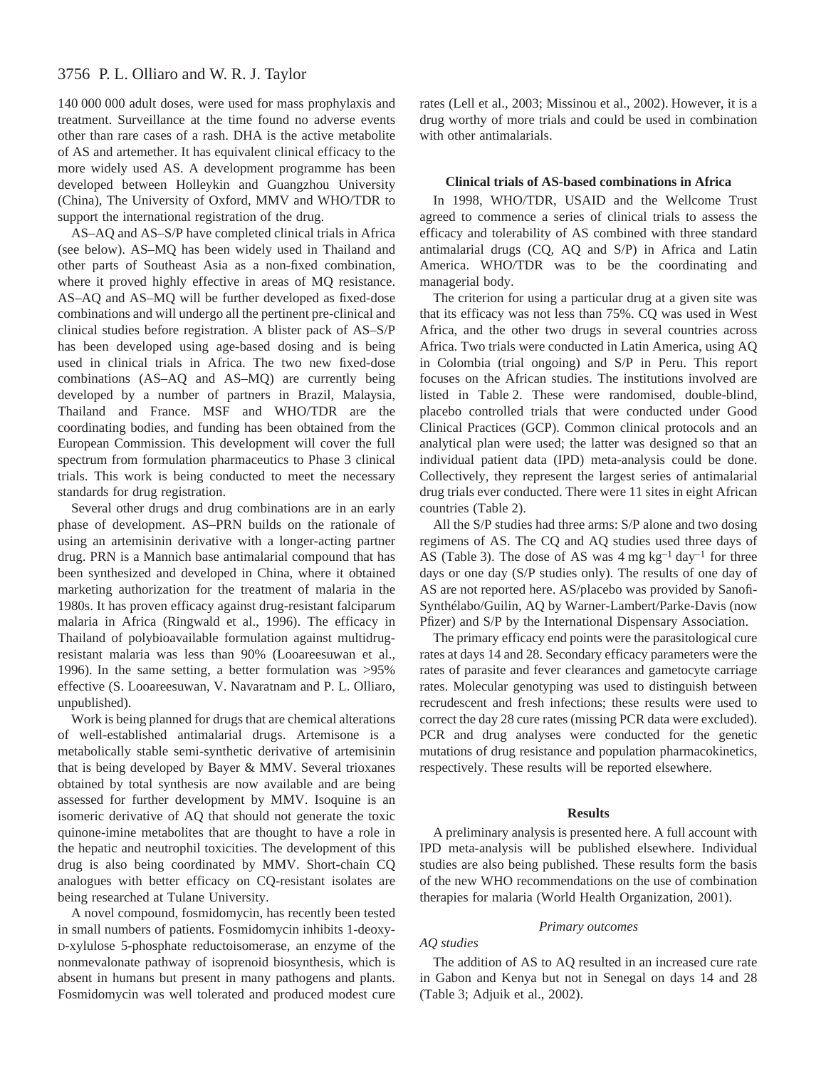140 000 000 adult doses, were used for mass prophylaxis and treatment. Surveillance at the time found no adverse events other than rare cases of a rash. DHA is the active metabolite of AS and artemether. It has equivalent clinical efficacy to the more widely used AS. A development programme has been developed between Holleykin and Guangzhou University (China), The University of Oxford, MMV and WHO/TDR to support the international registration of the drug.

AS–AQ and AS–S/P have completed clinical trials in Africa (see below). AS–MQ has been widely used in Thailand and other parts of Southeast Asia as a non-fixed combination, where it proved highly effective in areas of MQ resistance. AS–AQ and AS–MQ will be further developed as fixed-dose combinations and will undergo all the pertinent pre-clinical and clinical studies before registration. A blister pack of AS–S/P has been developed using age-based dosing and is being used in clinical trials in Africa. The two new fixed-dose combinations (AS–AQ and AS–MQ) are currently being developed by a number of partners in Brazil, Malaysia, Thailand and France. MSF and WHO/TDR are the coordinating bodies, and funding has been obtained from the European Commission. This development will cover the full spectrum from formulation pharmaceutics to Phase 3 clinical trials. This work is being conducted to meet the necessary standards for drug registration.

Several other drugs and drug combinations are in an early phase of development. AS–PRN builds on the rationale of using an artemisinin derivative with a longer-acting partner drug. PRN is a Mannich base antimalarial compound that has been synthesized and developed in China, where it obtained marketing authorization for the treatment of malaria in the 1980s. It has proven efficacy against drug-resistant falciparum malaria in Africa (Ringwald et al., 1996). The efficacy in Thailand of polybioavailable formulation against multidrug-resistant malaria was less than 90% (Looareesuwan et al., 1996). In the same setting, a better formulation was >95% effective (S. Looareesuwan, V. Navaratnam and P. L. Olliaro, unpublished).

Work is being planned for drugs that are chemical alterations of well-established antimalarial drugs. Artemisone is a metabolically stable semi-synthetic derivative of artemisinin that is being developed by Bayer & MMV. Several trioxanes obtained by total synthesis are now available and are being assessed for further development by MMV. Isoquine is an isomeric derivative of AQ that should not generate the toxic quinone-imine metabolites that are thought to have a role in the hepatic and neutrophil toxicities. The development of this drug is also being coordinated by MMV. Short-chain CQ analogues with better efficacy on CQ-resistant isolates are being researched at Tulane University.

A novel compound, fosmidomycin, has recently been tested in small numbers of patients. Fosmidomycin inhibits 1-deoxy-D-xylulose 5-phosphate reductoisomerase, an enzyme of the nonmevalonate pathway of isoprenoid biosynthesis, which is absent in humans but present in many pathogens and plants. Fosmidomycin was well tolerated and produced modest cure rates (Lell et al., 2003; Missinou et al., 2002). However, it is a drug worthy of more trials and could be used in combination with other antimalarials.

### Clinical trials of AS-based combinations in Africa

In 1998, WHO/TDR, USAID and the Wellcome Trust agreed to commence a series of clinical trials to assess the efficacy and tolerability of AS combined with three standard antimalarial drugs (CQ, AQ and S/P) in Africa and Latin America. WHO/TDR was to be the coordinating and managerial body.

The criterion for using a particular drug at a given site was that its efficacy was not less than 75%. CQ was used in West Africa, and the other two drugs in several countries across Africa. Two trials were conducted in Latin America, using AQ in Colombia (trial ongoing) and S/P in Peru. This report focuses on the African studies. The institutions involved are listed in Table 2. These were randomised, double-blind, placebo controlled trials that were conducted under Good Clinical Practices (GCP). Common clinical protocols and an analytical plan were used; the latter was designed so that an individual patient data (IPD) meta-analysis could be done. Collectively, they represent the largest series of antimalarial drug trials ever conducted. There were 11 sites in eight African countries (Table 2).

All the S/P studies had three arms: S/P alone and two dosing regimens of AS. The CQ and AQ studies used three days of AS (Table 3). The dose of AS was 4 mg kg$^{-1}$ day$^{-1}$ for three days or one day (S/P studies only). The results of one day of AS are not reported here. AS/placebo was provided by Sanofi-Synthélabo/Guilin, AQ by Warner-Lambert/Parke-Davis (now Pfizer) and S/P by the International Dispensary Association.

The primary efficacy end points were the parasitological cure rates at days 14 and 28. Secondary efficacy parameters were the rates of parasite and fever clearances and gametocyte carriage rates. Molecular genotyping was used to distinguish between recrudescent and fresh infections; these results were used to correct the day 28 cure rates (missing PCR data were excluded). PCR and drug analyses were conducted for the genetic mutations of drug resistance and population pharmacokinetics, respectively. These results will be reported elsewhere.

### Results

A preliminary analysis is presented here. A full account with IPD meta-analysis will be published elsewhere. Individual studies are also being published. These results form the basis of the new WHO recommendations on the use of combination therapies for malaria (World Health Organization, 2001).

#### *Primary outcomes*

*AQ studies*

The addition of AS to AQ resulted in an increased cure rate in Gabon and Kenya but not in Senegal on days 14 and 28 (Table 3; Adjuik et al., 2002).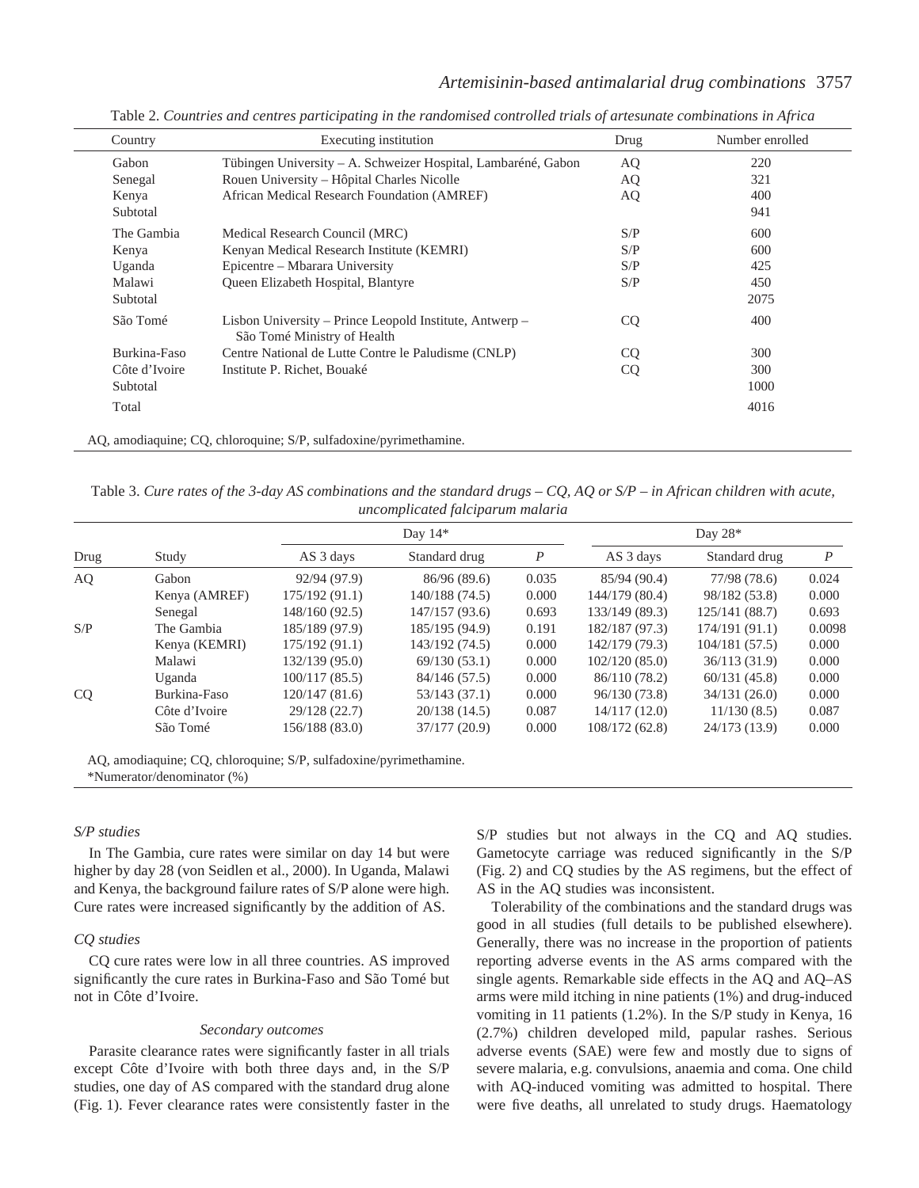Table 2. *Countries and centres participating in the randomised controlled trials of artesunate combinations in Africa*

| Country | Executing institution | Drug | Number enrolled |
|---|---|---|---|
| Gabon | Tübingen University – A. Schweizer Hospital, Lambaréné, Gabon | AQ | 220 |
| Senegal | Rouen University – Hôpital Charles Nicolle | AQ | 321 |
| Kenya | African Medical Research Foundation (AMREF) | AQ | 400 |
| Subtotal | | | 941 |
| The Gambia | Medical Research Council (MRC) | S/P | 600 |
| Kenya | Kenyan Medical Research Institute (KEMRI) | S/P | 600 |
| Uganda | Epicentre – Mbarara University | S/P | 425 |
| Malawi | Queen Elizabeth Hospital, Blantyre | S/P | 450 |
| Subtotal | | | 2075 |
| São Tomé | Lisbon University – Prince Leopold Institute, Antwerp – São Tomé Ministry of Health | CQ | 400 |
| Burkina-Faso | Centre National de Lutte Contre le Paludisme (CNLP) | CQ | 300 |
| Côte d'Ivoire | Institute P. Richet, Bouaké | CQ | 300 |
| Subtotal | | | 1000 |
| Total | | | 4016 |

AQ, amodiaquine; CQ, chloroquine; S/P, sulfadoxine/pyrimethamine.

Table 3. *Cure rates of the 3-day AS combinations and the standard drugs – CQ, AQ or S/P – in African children with acute, uncomplicated falciparum malaria*

| | | Day 14* | | | Day 28* | | |
|---|---|---|---|---|---|---|---|
| Drug | Study | AS 3 days | Standard drug | *P* | AS 3 days | Standard drug | *P* |
| AQ | Gabon | 92/94 (97.9) | 86/96 (89.6) | 0.035 | 85/94 (90.4) | 77/98 (78.6) | 0.024 |
| | Kenya (AMREF) | 175/192 (91.1) | 140/188 (74.5) | 0.000 | 144/179 (80.4) | 98/182 (53.8) | 0.000 |
| | Senegal | 148/160 (92.5) | 147/157 (93.6) | 0.693 | 133/149 (89.3) | 125/141 (88.7) | 0.693 |
| S/P | The Gambia | 185/189 (97.9) | 185/195 (94.9) | 0.191 | 182/187 (97.3) | 174/191 (91.1) | 0.0098 |
| | Kenya (KEMRI) | 175/192 (91.1) | 143/192 (74.5) | 0.000 | 142/179 (79.3) | 104/181 (57.5) | 0.000 |
| | Malawi | 132/139 (95.0) | 69/130 (53.1) | 0.000 | 102/120 (85.0) | 36/113 (31.9) | 0.000 |
| | Uganda | 100/117 (85.5) | 84/146 (57.5) | 0.000 | 86/110 (78.2) | 60/131 (45.8) | 0.000 |
| CQ | Burkina-Faso | 120/147 (81.6) | 53/143 (37.1) | 0.000 | 96/130 (73.8) | 34/131 (26.0) | 0.000 |
| | Côte d'Ivoire | 29/128 (22.7) | 20/138 (14.5) | 0.087 | 14/117 (12.0) | 11/130 (8.5) | 0.087 |
| | São Tomé | 156/188 (83.0) | 37/177 (20.9) | 0.000 | 108/172 (62.8) | 24/173 (13.9) | 0.000 |

AQ, amodiaquine; CQ, chloroquine; S/P, sulfadoxine/pyrimethamine.
*Numerator/denominator (%)

*S/P studies*

In The Gambia, cure rates were similar on day 14 but were higher by day 28 (von Seidlen et al., 2000). In Uganda, Malawi and Kenya, the background failure rates of S/P alone were high. Cure rates were increased significantly by the addition of AS.

*CQ studies*

CQ cure rates were low in all three countries. AS improved significantly the cure rates in Burkina-Faso and São Tomé but not in Côte d'Ivoire.

*Secondary outcomes*

Parasite clearance rates were significantly faster in all trials except Côte d'Ivoire with both three days and, in the S/P studies, one day of AS compared with the standard drug alone (Fig. 1). Fever clearance rates were consistently faster in the S/P studies but not always in the CQ and AQ studies. Gametocyte carriage was reduced significantly in the S/P (Fig. 2) and CQ studies by the AS regimens, but the effect of AS in the AQ studies was inconsistent.

Tolerability of the combinations and the standard drugs was good in all studies (full details to be published elsewhere). Generally, there was no increase in the proportion of patients reporting adverse events in the AS arms compared with the single agents. Remarkable side effects in the AQ and AQ–AS arms were mild itching in nine patients (1%) and drug-induced vomiting in 11 patients (1.2%). In the S/P study in Kenya, 16 (2.7%) children developed mild, papular rashes. Serious adverse events (SAE) were few and mostly due to signs of severe malaria, e.g. convulsions, anaemia and coma. One child with AQ-induced vomiting was admitted to hospital. There were five deaths, all unrelated to study drugs. Haematology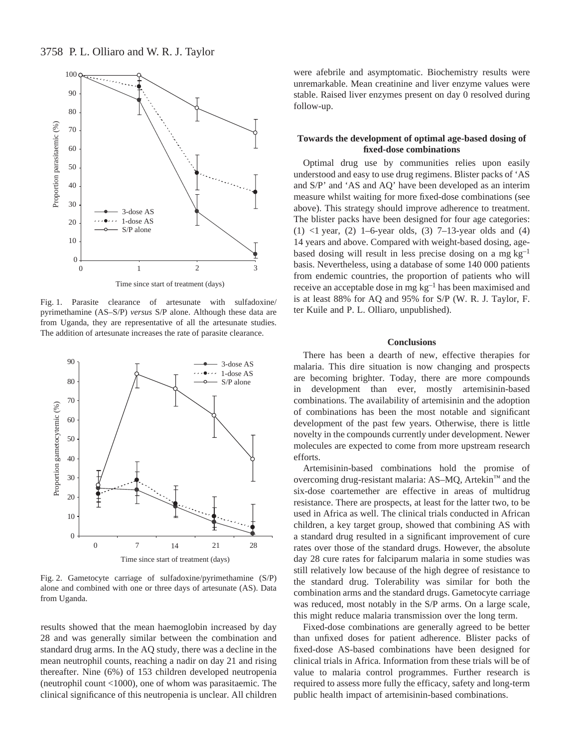Fig. 1. Parasite clearance of artesunate with sulfadoxine/pyrimethamine (AS–S/P) *versus* S/P alone. Although these data are from Uganda, they are representative of all the artesunate studies. The addition of artesunate increases the rate of parasite clearance.

Fig. 2. Gametocyte carriage of sulfadoxine/pyrimethamine (S/P) alone and combined with one or three days of artesunate (AS). Data from Uganda.

results showed that the mean haemoglobin increased by day 28 and was generally similar between the combination and standard drug arms. In the AQ study, there was a decline in the mean neutrophil counts, reaching a nadir on day 21 and rising thereafter. Nine (6%) of 153 children developed neutropenia (neutrophil count <1000), one of whom was parasitaemic. The clinical significance of this neutropenia is unclear. All children were afebrile and asymptomatic. Biochemistry results were unremarkable. Mean creatinine and liver enzyme values were stable. Raised liver enzymes present on day 0 resolved during follow-up.

### Towards the development of optimal age-based dosing of fixed-dose combinations

Optimal drug use by communities relies upon easily understood and easy to use drug regimens. Blister packs of 'AS and S/P' and 'AS and AQ' have been developed as an interim measure whilst waiting for more fixed-dose combinations (see above). This strategy should improve adherence to treatment. The blister packs have been designed for four age categories: (1) <1 year, (2) 1–6-year olds, (3) 7–13-year olds and (4) 14 years and above. Compared with weight-based dosing, age-based dosing will result in less precise dosing on a mg $kg^{-1}$ basis. Nevertheless, using a database of some 140 000 patients from endemic countries, the proportion of patients who will receive an acceptable dose in mg $kg^{-1}$ has been maximised and is at least 88% for AQ and 95% for S/P (W. R. J. Taylor, F. ter Kuile and P. L. Olliaro, unpublished).

## Conclusions

There has been a dearth of new, effective therapies for malaria. This dire situation is now changing and prospects are becoming brighter. Today, there are more compounds in development than ever, mostly artemisinin-based combinations. The availability of artemisinin and the adoption of combinations has been the most notable and significant development of the past few years. Otherwise, there is little novelty in the compounds currently under development. Newer molecules are expected to come from more upstream research efforts.

Artemisinin-based combinations hold the promise of overcoming drug-resistant malaria: AS–MQ, Artekin™ and the six-dose coartemether are effective in areas of multidrug resistance. There are prospects, at least for the latter two, to be used in Africa as well. The clinical trials conducted in African children, a key target group, showed that combining AS with a standard drug resulted in a significant improvement of cure rates over those of the standard drugs. However, the absolute day 28 cure rates for falciparum malaria in some studies was still relatively low because of the high degree of resistance to the standard drug. Tolerability was similar for both the combination arms and the standard drugs. Gametocyte carriage was reduced, most notably in the S/P arms. On a large scale, this might reduce malaria transmission over the long term.

Fixed-dose combinations are generally agreed to be better than unfixed doses for patient adherence. Blister packs of fixed-dose AS-based combinations have been designed for clinical trials in Africa. Information from these trials will be of value to malaria control programmes. Further research is required to assess more fully the efficacy, safety and long-term public health impact of artemisinin-based combinations.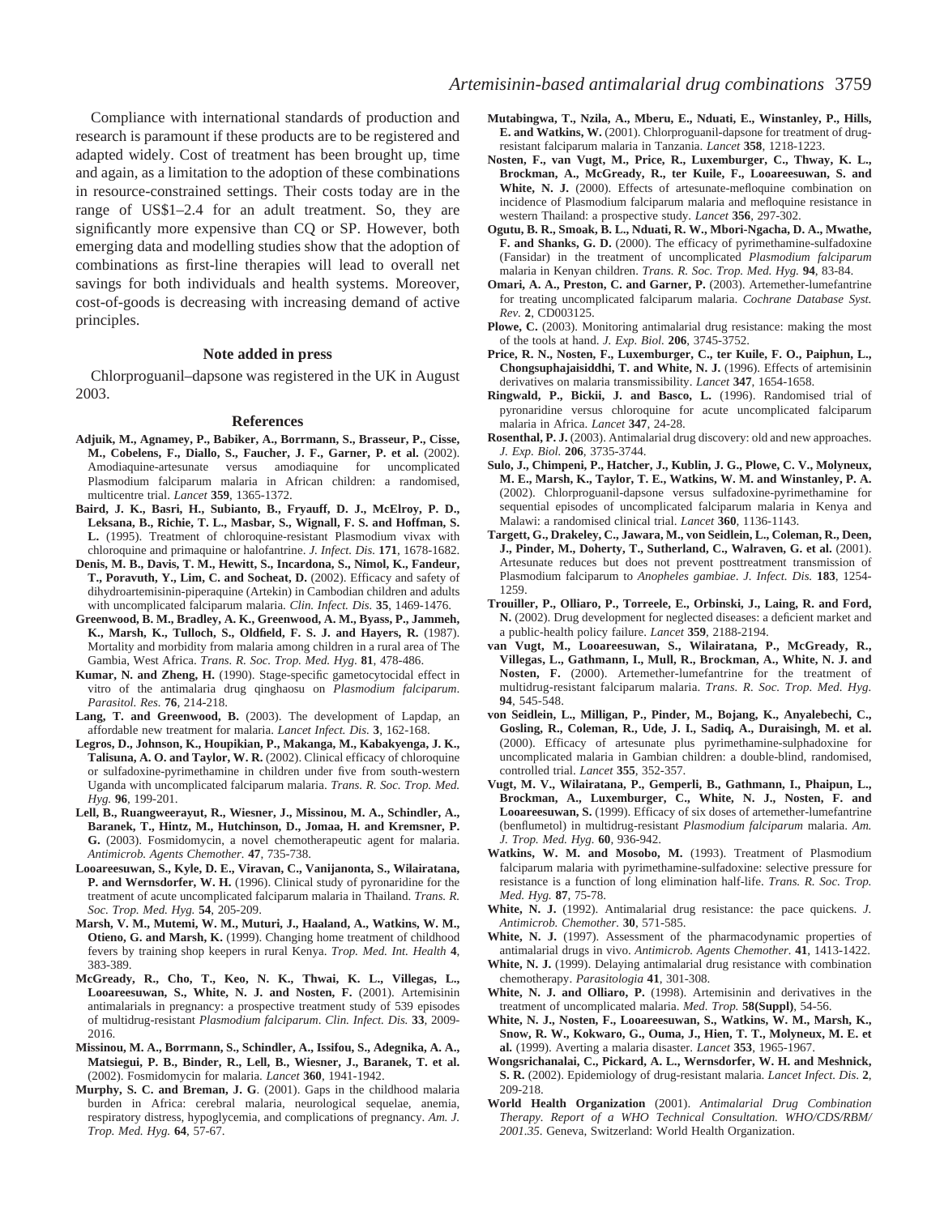Compliance with international standards of production and research is paramount if these products are to be registered and adapted widely. Cost of treatment has been brought up, time and again, as a limitation to the adoption of these combinations in resource-constrained settings. Their costs today are in the range of US$1–2.4 for an adult treatment. So, they are significantly more expensive than CQ or SP. However, both emerging data and modelling studies show that the adoption of combinations as first-line therapies will lead to overall net savings for both individuals and health systems. Moreover, cost-of-goods is decreasing with increasing demand of active principles.

### Note added in press

Chlorproguanil–dapsone was registered in the UK in August 2003.

### References

**Adjuik, M., Agnamey, P., Babiker, A., Borrmann, S., Brasseur, P., Cisse, M., Cobelens, F., Diallo, S., Faucher, J. F., Garner, P. et al.** (2002). Amodiaquine-artesunate versus amodiaquine for uncomplicated Plasmodium falciparum malaria in African children: a randomised, multicentre trial. *Lancet* **359**, 1365-1372.

**Baird, J. K., Basri, H., Subianto, B., Fryauff, D. J., McElroy, P. D., Leksana, B., Richie, T. L., Masbar, S., Wignall, F. S. and Hoffman, S. L.** (1995). Treatment of chloroquine-resistant Plasmodium vivax with chloroquine and primaquine or halofantrine. *J. Infect. Dis.* **171**, 1678-1682.

**Denis, M. B., Davis, T. M., Hewitt, S., Incardona, S., Nimol, K., Fandeur, T., Poravuth, Y., Lim, C. and Socheat, D.** (2002). Efficacy and safety of dihydroartemisinin-piperaquine (Artekin) in Cambodian children and adults with uncomplicated falciparum malaria. *Clin. Infect. Dis.* **35**, 1469-1476.

**Greenwood, B. M., Bradley, A. K., Greenwood, A. M., Byass, P., Jammeh, K., Marsh, K., Tulloch, S., Oldfield, F. S. J. and Hayers, R.** (1987). Mortality and morbidity from malaria among children in a rural area of The Gambia, West Africa. *Trans. R. Soc. Trop. Med. Hyg.* **81**, 478-486.

**Kumar, N. and Zheng, H.** (1990). Stage-specific gametocytocidal effect in vitro of the antimalaria drug qinghaosu on *Plasmodium falciparum*. *Parasitol. Res.* **76**, 214-218.

**Lang, T. and Greenwood, B.** (2003). The development of Lapdap, an affordable new treatment for malaria. *Lancet Infect. Dis.* **3**, 162-168.

**Legros, D., Johnson, K., Houpikian, P., Makanga, M., Kabakyenga, J. K., Talisuna, A. O. and Taylor, W. R.** (2002). Clinical efficacy of chloroquine or sulfadoxine-pyrimethamine in children under five from south-western Uganda with uncomplicated falciparum malaria. *Trans. R. Soc. Trop. Med. Hyg.* **96**, 199-201.

**Lell, B., Ruangweerayut, R., Wiesner, J., Missinou, M. A., Schindler, A., Baranek, T., Hintz, M., Hutchinson, D., Jomaa, H. and Kremsner, P. G.** (2003). Fosmidomycin, a novel chemotherapeutic agent for malaria. *Antimicrob. Agents Chemother.* **47**, 735-738.

**Looareesuwan, S., Kyle, D. E., Viravan, C., Vanijanonta, S., Wilairatana, P. and Wernsdorfer, W. H.** (1996). Clinical study of pyronaridine for the treatment of acute uncomplicated falciparum malaria in Thailand. *Trans. R. Soc. Trop. Med. Hyg.* **54**, 205-209.

**Marsh, V. M., Mutemi, W. M., Muturi, J., Haaland, A., Watkins, W. M., Otieno, G. and Marsh, K.** (1999). Changing home treatment of childhood fevers by training shop keepers in rural Kenya. *Trop. Med. Int. Health* **4**, 383-389.

**McGready, R., Cho, T., Keo, N. K., Thwai, K. L., Villegas, L., Looareesuwan, S., White, N. J. and Nosten, F.** (2001). Artemisinin antimalarials in pregnancy: a prospective treatment study of 539 episodes of multidrug-resistant *Plasmodium falciparum*. *Clin. Infect. Dis.* **33**, 2009-2016.

**Missinou, M. A., Borrmann, S., Schindler, A., Issifou, S., Adegnika, A. A., Matsiegui, P. B., Binder, R., Lell, B., Wiesner, J., Baranek, T. et al.** (2002). Fosmidomycin for malaria. *Lancet* **360**, 1941-1942.

**Murphy, S. C. and Breman, J. G**. (2001). Gaps in the childhood malaria burden in Africa: cerebral malaria, neurological sequelae, anemia, respiratory distress, hypoglycemia, and complications of pregnancy. *Am. J. Trop. Med. Hyg.* **64**, 57-67.

**Mutabingwa, T., Nzila, A., Mberu, E., Nduati, E., Winstanley, P., Hills, E. and Watkins, W.** (2001). Chlorproguanil-dapsone for treatment of drug-resistant falciparum malaria in Tanzania. *Lancet* **358**, 1218-1223.

**Nosten, F., van Vugt, M., Price, R., Luxemburger, C., Thway, K. L., Brockman, A., McGready, R., ter Kuile, F., Looareesuwan, S. and White, N. J.** (2000). Effects of artesunate-mefloquine combination on incidence of Plasmodium falciparum malaria and mefloquine resistance in western Thailand: a prospective study. *Lancet* **356**, 297-302.

**Ogutu, B. R., Smoak, B. L., Nduati, R. W., Mbori-Ngacha, D. A., Mwathe, F. and Shanks, G. D.** (2000). The efficacy of pyrimethamine-sulfadoxine (Fansidar) in the treatment of uncomplicated *Plasmodium falciparum* malaria in Kenyan children. *Trans. R. Soc. Trop. Med. Hyg.* **94**, 83-84.

**Omari, A. A., Preston, C. and Garner, P.** (2003). Artemether-lumefantrine for treating uncomplicated falciparum malaria. *Cochrane Database Syst. Rev.* **2**, CD003125.

**Plowe, C.** (2003). Monitoring antimalarial drug resistance: making the most of the tools at hand. *J. Exp. Biol.* **206**, 3745-3752.

**Price, R. N., Nosten, F., Luxemburger, C., ter Kuile, F. O., Paiphun, L., Chongsuphajaisiddhi, T. and White, N. J.** (1996). Effects of artemisinin derivatives on malaria transmissibility. *Lancet* **347**, 1654-1658.

**Ringwald, P., Bickii, J. and Basco, L.** (1996). Randomised trial of pyronaridine versus chloroquine for acute uncomplicated falciparum malaria in Africa. *Lancet* **347**, 24-28.

**Rosenthal, P. J.** (2003). Antimalarial drug discovery: old and new approaches. *J. Exp. Biol.* **206**, 3735-3744.

**Sulo, J., Chimpeni, P., Hatcher, J., Kublin, J. G., Plowe, C. V., Molyneux, M. E., Marsh, K., Taylor, T. E., Watkins, W. M. and Winstanley, P. A.** (2002). Chlorproguanil-dapsone versus sulfadoxine-pyrimethamine for sequential episodes of uncomplicated falciparum malaria in Kenya and Malawi: a randomised clinical trial. *Lancet* **360**, 1136-1143.

**Targett, G., Drakeley, C., Jawara, M., von Seidlein, L., Coleman, R., Deen, J., Pinder, M., Doherty, T., Sutherland, C., Walraven, G. et al.** (2001). Artesunate reduces but does not prevent posttreatment transmission of Plasmodium falciparum to *Anopheles gambiae*. *J. Infect. Dis.* **183**, 1254-1259.

**Trouiller, P., Olliaro, P., Torreele, E., Orbinski, J., Laing, R. and Ford, N.** (2002). Drug development for neglected diseases: a deficient market and a public-health policy failure. *Lancet* **359**, 2188-2194.

**van Vugt, M., Looareesuwan, S., Wilairatana, P., McGready, R., Villegas, L., Gathmann, I., Mull, R., Brockman, A., White, N. J. and Nosten, F.** (2000). Artemether-lumefantrine for the treatment of multidrug-resistant falciparum malaria. *Trans. R. Soc. Trop. Med. Hyg.* **94**, 545-548.

**von Seidlein, L., Milligan, P., Pinder, M., Bojang, K., Anyalebechi, C., Gosling, R., Coleman, R., Ude, J. I., Sadiq, A., Duraisingh, M. et al.** (2000). Efficacy of artesunate plus pyrimethamine-sulphadoxine for uncomplicated malaria in Gambian children: a double-blind, randomised, controlled trial. *Lancet* **355**, 352-357.

**Vugt, M. V., Wilairatana, P., Gemperli, B., Gathmann, I., Phaipun, L., Brockman, A., Luxemburger, C., White, N. J., Nosten, F. and Looareesuwan, S.** (1999). Efficacy of six doses of artemether-lumefantrine (benflumetol) in multidrug-resistant *Plasmodium falciparum* malaria. *Am. J. Trop. Med. Hyg.* **60**, 936-942.

**Watkins, W. M. and Mosobo, M.** (1993). Treatment of Plasmodium falciparum malaria with pyrimethamine-sulfadoxine: selective pressure for resistance is a function of long elimination half-life. *Trans. R. Soc. Trop. Med. Hyg.* **87**, 75-78.

**White, N. J.** (1992). Antimalarial drug resistance: the pace quickens. *J. Antimicrob. Chemother.* **30**, 571-585.

**White, N. J.** (1997). Assessment of the pharmacodynamic properties of antimalarial drugs in vivo. *Antimicrob. Agents Chemother.* **41**, 1413-1422.

**White, N. J.** (1999). Delaying antimalarial drug resistance with combination chemotherapy. *Parassitologia* **41**, 301-308.

**White, N. J. and Olliaro, P.** (1998). Artemisinin and derivatives in the treatment of uncomplicated malaria. *Med. Trop.* **58(Suppl)**, 54-56.

**White, N. J., Nosten, F., Looareesuwan, S., Watkins, W. M., Marsh, K., Snow, R. W., Kokwaro, G., Ouma, J., Hien, T. T., Molyneux, M. E. et al.** (1999). Averting a malaria disaster. *Lancet* **353**, 1965-1967.

**Wongsrichanalai, C., Pickard, A. L., Wernsdorfer, W. H. and Meshnick, S. R.** (2002). Epidemiology of drug-resistant malaria. *Lancet Infect. Dis.* **2**, 209-218.

**World Health Organization** (2001). *Antimalarial Drug Combination Therapy. Report of a WHO Technical Consultation. WHO/CDS/RBM/ 2001.35*. Geneva, Switzerland: World Health Organization.